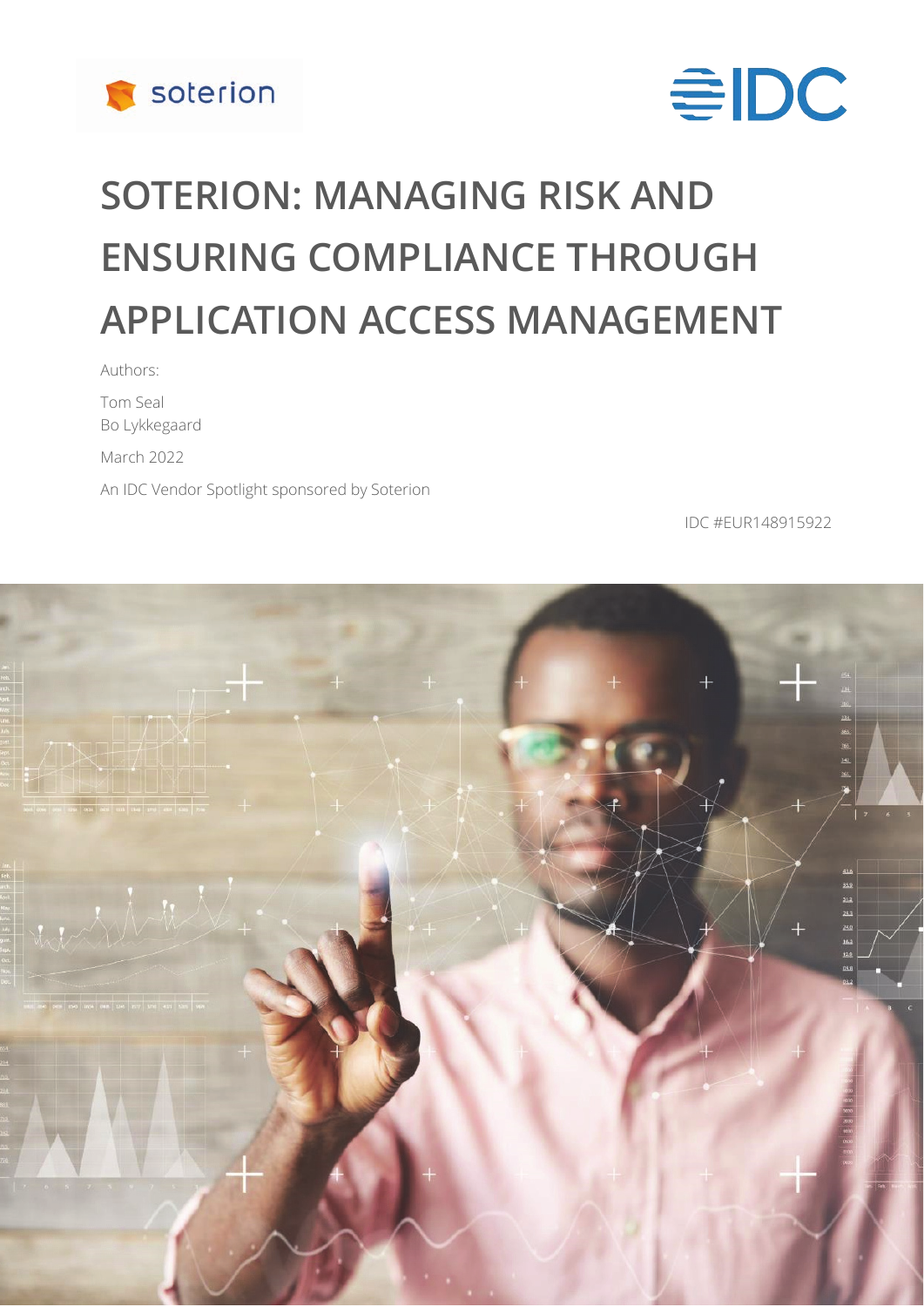soterion

IDC

# SOTERION: MANAGING RISK AND ENSURING COMPLIANCE THROUGH APPLICATION ACCESS MANAGEMENT

Authors:

Tom Seal
Bo Lykkegaard

March 2022

An IDC Vendor Spotlight sponsored by Soterion

IDC #EUR148915922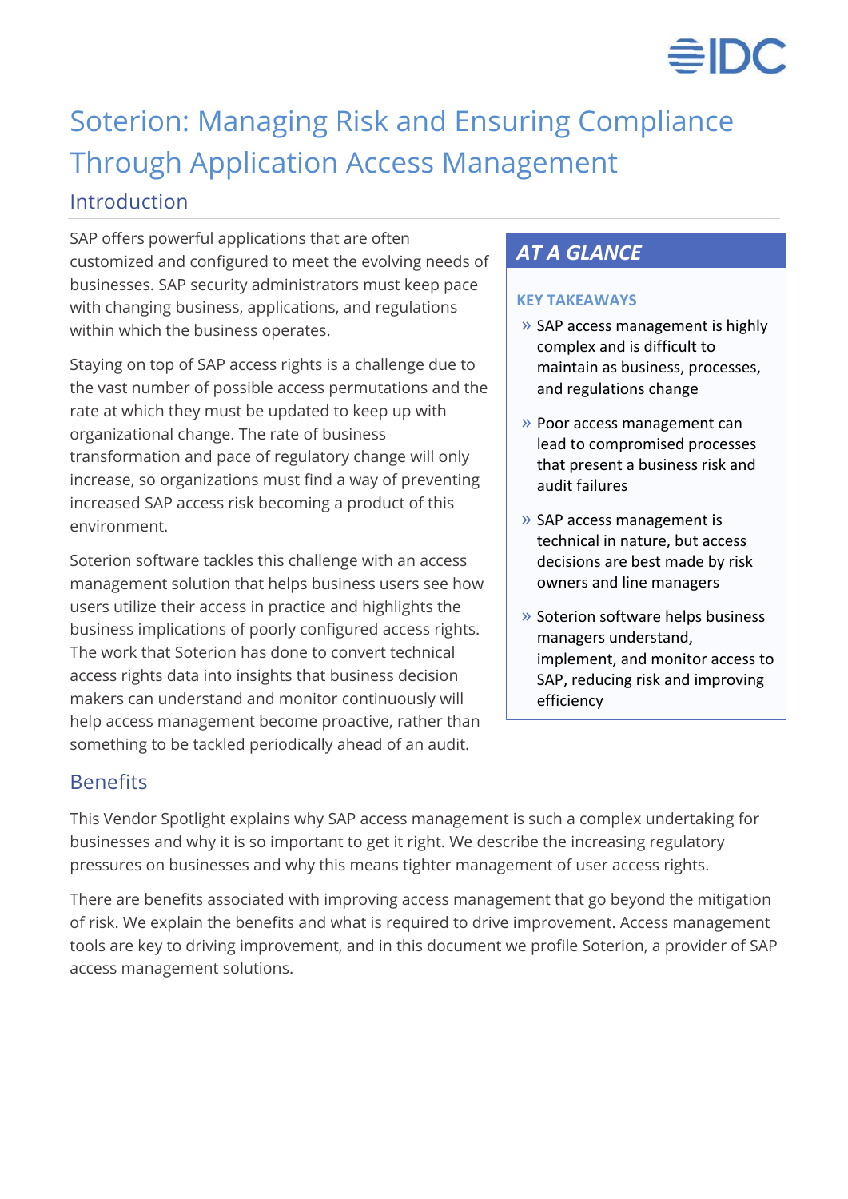# Soterion: Managing Risk and Ensuring Compliance Through Application Access Management

## Introduction

SAP offers powerful applications that are often customized and configured to meet the evolving needs of businesses. SAP security administrators must keep pace with changing business, applications, and regulations within which the business operates.

Staying on top of SAP access rights is a challenge due to the vast number of possible access permutations and the rate at which they must be updated to keep up with organizational change. The rate of business transformation and pace of regulatory change will only increase, so organizations must find a way of preventing increased SAP access risk becoming a product of this environment.

Soterion software tackles this challenge with an access management solution that helps business users see how users utilize their access in practice and highlights the business implications of poorly configured access rights. The work that Soterion has done to convert technical access rights data into insights that business decision makers can understand and monitor continuously will help access management become proactive, rather than something to be tackled periodically ahead of an audit.

### *AT A GLANCE*

**KEY TAKEAWAYS**

- SAP access management is highly complex and is difficult to maintain as business, processes, and regulations change
- Poor access management can lead to compromised processes that present a business risk and audit failures
- SAP access management is technical in nature, but access decisions are best made by risk owners and line managers
- Soterion software helps business managers understand, implement, and monitor access to SAP, reducing risk and improving efficiency

## Benefits

This Vendor Spotlight explains why SAP access management is such a complex undertaking for businesses and why it is so important to get it right. We describe the increasing regulatory pressures on businesses and why this means tighter management of user access rights.

There are benefits associated with improving access management that go beyond the mitigation of risk. We explain the benefits and what is required to drive improvement. Access management tools are key to driving improvement, and in this document we profile Soterion, a provider of SAP access management solutions.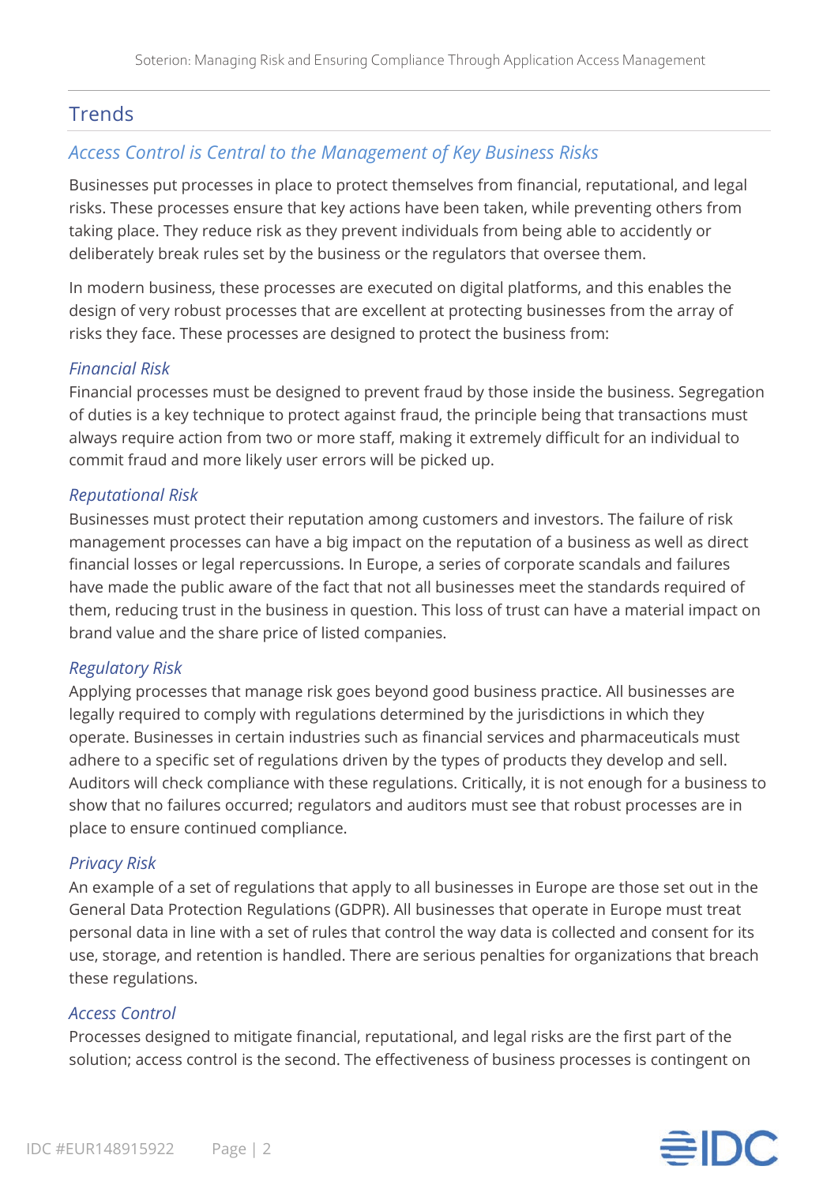## Trends

### *Access Control is Central to the Management of Key Business Risks*

Businesses put processes in place to protect themselves from financial, reputational, and legal risks. These processes ensure that key actions have been taken, while preventing others from taking place. They reduce risk as they prevent individuals from being able to accidently or deliberately break rules set by the business or the regulators that oversee them.

In modern business, these processes are executed on digital platforms, and this enables the design of very robust processes that are excellent at protecting businesses from the array of risks they face. These processes are designed to protect the business from:

#### *Financial Risk*

Financial processes must be designed to prevent fraud by those inside the business. Segregation of duties is a key technique to protect against fraud, the principle being that transactions must always require action from two or more staff, making it extremely difficult for an individual to commit fraud and more likely user errors will be picked up.

#### *Reputational Risk*

Businesses must protect their reputation among customers and investors. The failure of risk management processes can have a big impact on the reputation of a business as well as direct financial losses or legal repercussions. In Europe, a series of corporate scandals and failures have made the public aware of the fact that not all businesses meet the standards required of them, reducing trust in the business in question. This loss of trust can have a material impact on brand value and the share price of listed companies.

#### *Regulatory Risk*

Applying processes that manage risk goes beyond good business practice. All businesses are legally required to comply with regulations determined by the jurisdictions in which they operate. Businesses in certain industries such as financial services and pharmaceuticals must adhere to a specific set of regulations driven by the types of products they develop and sell. Auditors will check compliance with these regulations. Critically, it is not enough for a business to show that no failures occurred; regulators and auditors must see that robust processes are in place to ensure continued compliance.

#### *Privacy Risk*

An example of a set of regulations that apply to all businesses in Europe are those set out in the General Data Protection Regulations (GDPR). All businesses that operate in Europe must treat personal data in line with a set of rules that control the way data is collected and consent for its use, storage, and retention is handled. There are serious penalties for organizations that breach these regulations.

#### *Access Control*

Processes designed to mitigate financial, reputational, and legal risks are the first part of the solution; access control is the second. The effectiveness of business processes is contingent on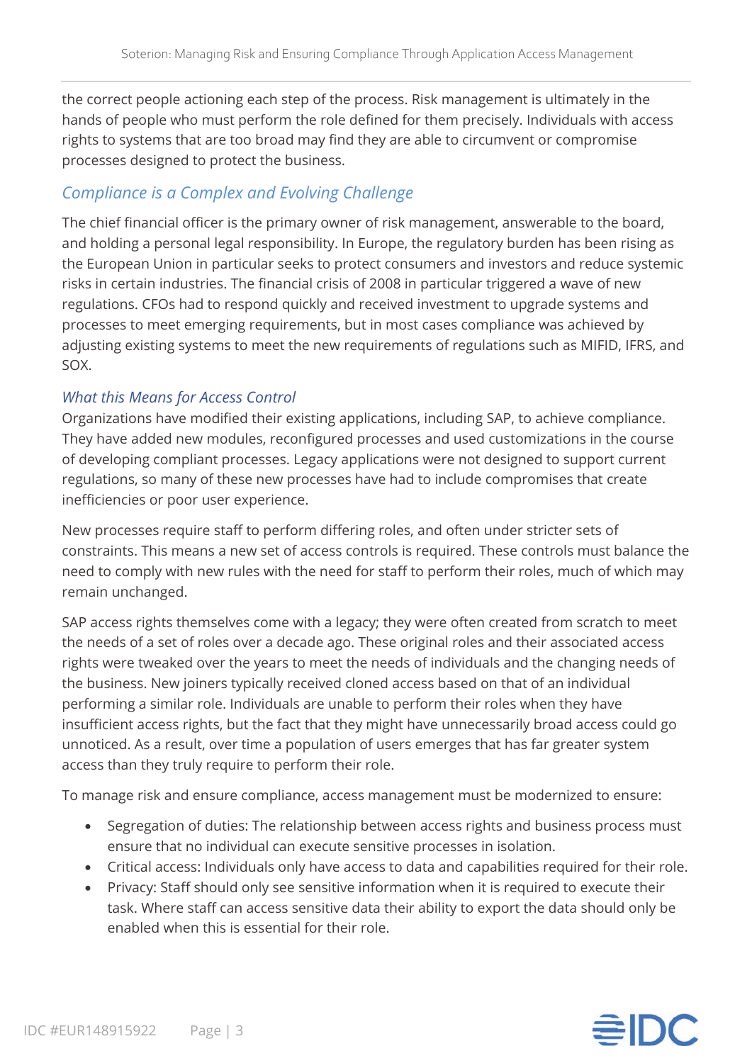the correct people actioning each step of the process. Risk management is ultimately in the hands of people who must perform the role defined for them precisely. Individuals with access rights to systems that are too broad may find they are able to circumvent or compromise processes designed to protect the business.

## *Compliance is a Complex and Evolving Challenge*

The chief financial officer is the primary owner of risk management, answerable to the board, and holding a personal legal responsibility. In Europe, the regulatory burden has been rising as the European Union in particular seeks to protect consumers and investors and reduce systemic risks in certain industries. The financial crisis of 2008 in particular triggered a wave of new regulations. CFOs had to respond quickly and received investment to upgrade systems and processes to meet emerging requirements, but in most cases compliance was achieved by adjusting existing systems to meet the new requirements of regulations such as MIFID, IFRS, and SOX.

### *What this Means for Access Control*

Organizations have modified their existing applications, including SAP, to achieve compliance. They have added new modules, reconfigured processes and used customizations in the course of developing compliant processes. Legacy applications were not designed to support current regulations, so many of these new processes have had to include compromises that create inefficiencies or poor user experience.

New processes require staff to perform differing roles, and often under stricter sets of constraints. This means a new set of access controls is required. These controls must balance the need to comply with new rules with the need for staff to perform their roles, much of which may remain unchanged.

SAP access rights themselves come with a legacy; they were often created from scratch to meet the needs of a set of roles over a decade ago. These original roles and their associated access rights were tweaked over the years to meet the needs of individuals and the changing needs of the business. New joiners typically received cloned access based on that of an individual performing a similar role. Individuals are unable to perform their roles when they have insufficient access rights, but the fact that they might have unnecessarily broad access could go unnoticed. As a result, over time a population of users emerges that has far greater system access than they truly require to perform their role.

To manage risk and ensure compliance, access management must be modernized to ensure:

- Segregation of duties: The relationship between access rights and business process must ensure that no individual can execute sensitive processes in isolation.
- Critical access: Individuals only have access to data and capabilities required for their role.
- Privacy: Staff should only see sensitive information when it is required to execute their task. Where staff can access sensitive data their ability to export the data should only be enabled when this is essential for their role.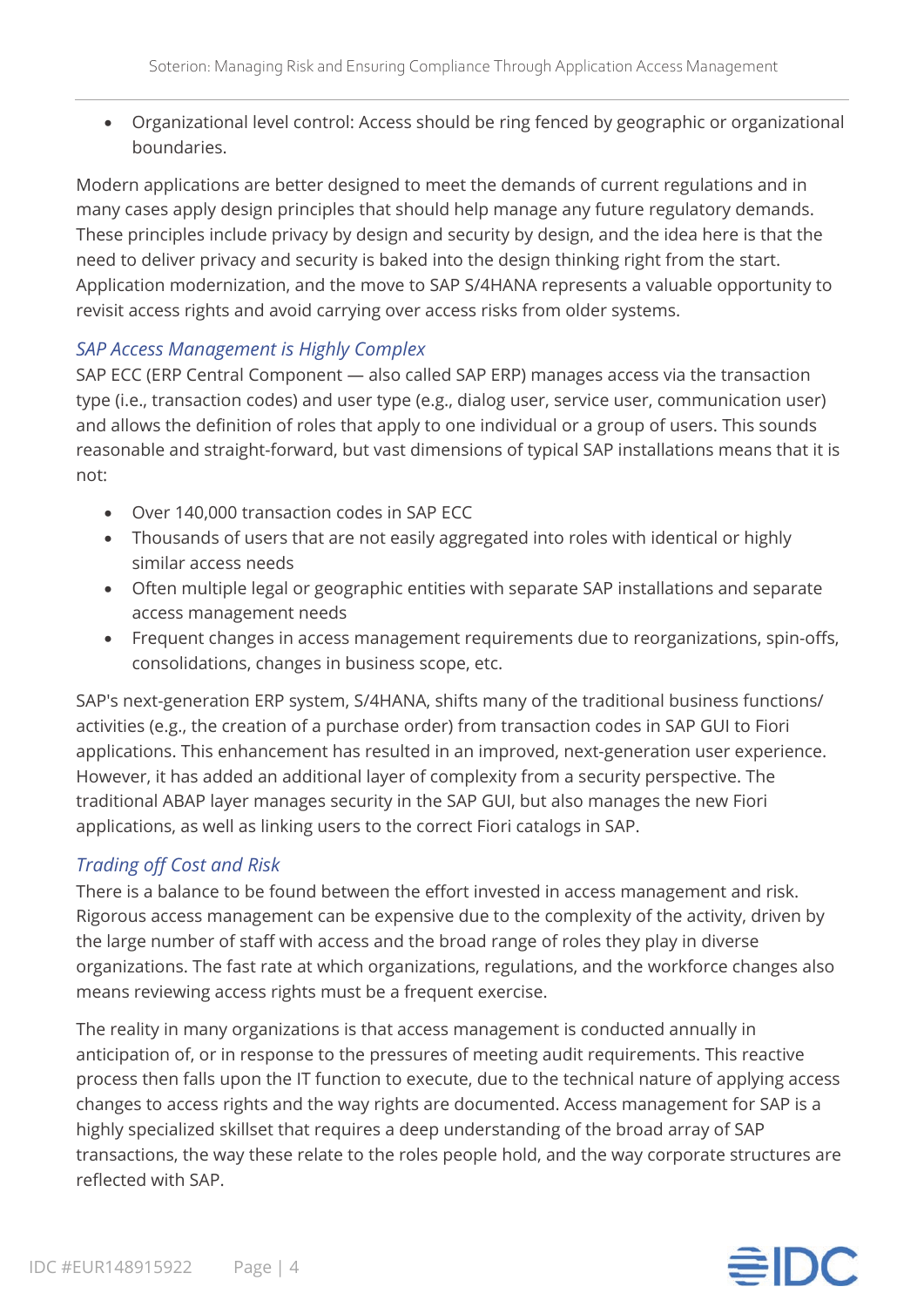- Organizational level control: Access should be ring fenced by geographic or organizational boundaries.

Modern applications are better designed to meet the demands of current regulations and in many cases apply design principles that should help manage any future regulatory demands. These principles include privacy by design and security by design, and the idea here is that the need to deliver privacy and security is baked into the design thinking right from the start. Application modernization, and the move to SAP S/4HANA represents a valuable opportunity to revisit access rights and avoid carrying over access risks from older systems.

### *SAP Access Management is Highly Complex*

SAP ECC (ERP Central Component — also called SAP ERP) manages access via the transaction type (i.e., transaction codes) and user type (e.g., dialog user, service user, communication user) and allows the definition of roles that apply to one individual or a group of users. This sounds reasonable and straight-forward, but vast dimensions of typical SAP installations means that it is not:

- Over 140,000 transaction codes in SAP ECC
- Thousands of users that are not easily aggregated into roles with identical or highly similar access needs
- Often multiple legal or geographic entities with separate SAP installations and separate access management needs
- Frequent changes in access management requirements due to reorganizations, spin-offs, consolidations, changes in business scope, etc.

SAP's next-generation ERP system, S/4HANA, shifts many of the traditional business functions/ activities (e.g., the creation of a purchase order) from transaction codes in SAP GUI to Fiori applications. This enhancement has resulted in an improved, next-generation user experience. However, it has added an additional layer of complexity from a security perspective. The traditional ABAP layer manages security in the SAP GUI, but also manages the new Fiori applications, as well as linking users to the correct Fiori catalogs in SAP.

### *Trading off Cost and Risk*

There is a balance to be found between the effort invested in access management and risk. Rigorous access management can be expensive due to the complexity of the activity, driven by the large number of staff with access and the broad range of roles they play in diverse organizations. The fast rate at which organizations, regulations, and the workforce changes also means reviewing access rights must be a frequent exercise.

The reality in many organizations is that access management is conducted annually in anticipation of, or in response to the pressures of meeting audit requirements. This reactive process then falls upon the IT function to execute, due to the technical nature of applying access changes to access rights and the way rights are documented. Access management for SAP is a highly specialized skillset that requires a deep understanding of the broad array of SAP transactions, the way these relate to the roles people hold, and the way corporate structures are reflected with SAP.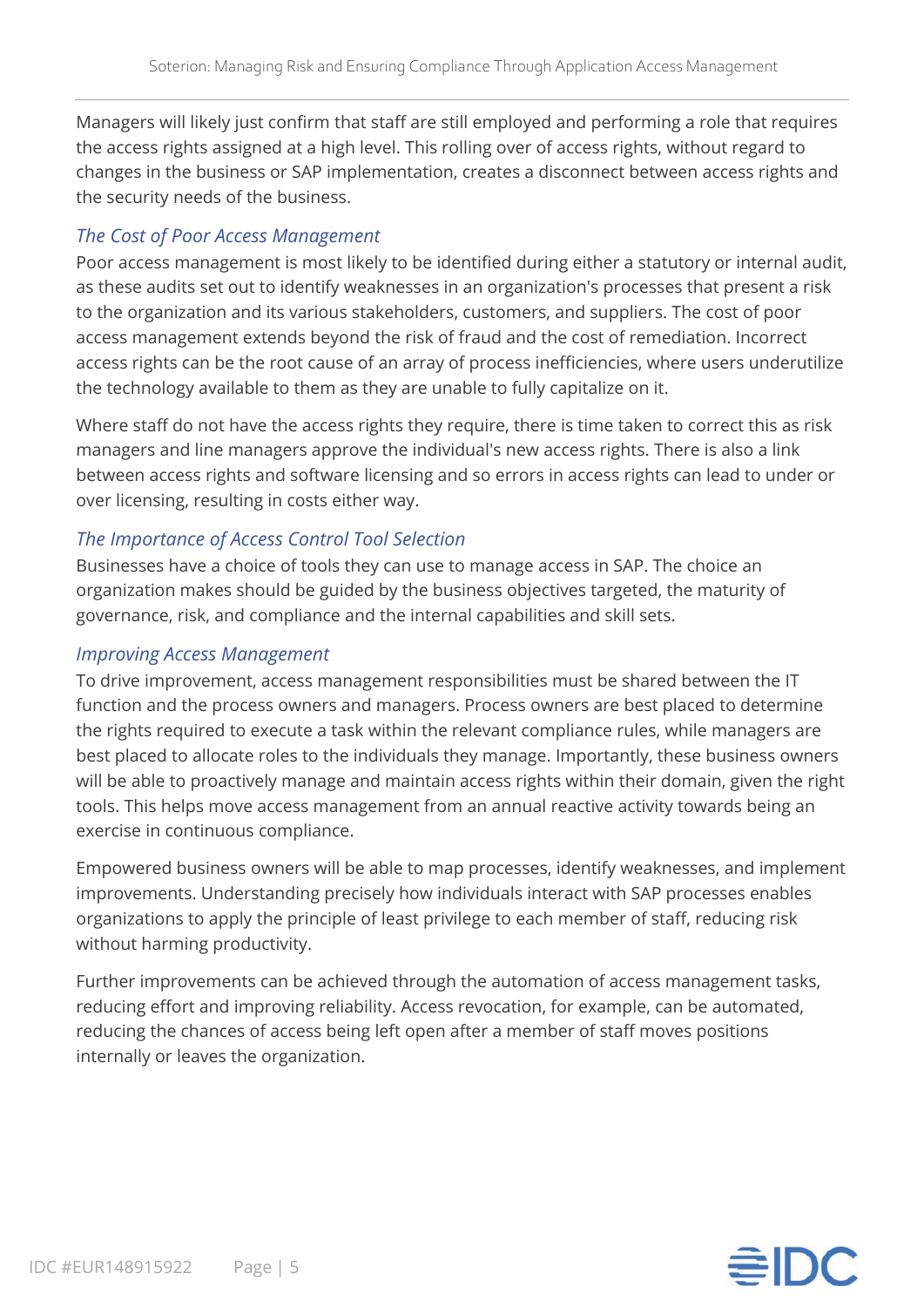Managers will likely just confirm that staff are still employed and performing a role that requires the access rights assigned at a high level. This rolling over of access rights, without regard to changes in the business or SAP implementation, creates a disconnect between access rights and the security needs of the business.

### *The Cost of Poor Access Management*

Poor access management is most likely to be identified during either a statutory or internal audit, as these audits set out to identify weaknesses in an organization's processes that present a risk to the organization and its various stakeholders, customers, and suppliers. The cost of poor access management extends beyond the risk of fraud and the cost of remediation. Incorrect access rights can be the root cause of an array of process inefficiencies, where users underutilize the technology available to them as they are unable to fully capitalize on it.

Where staff do not have the access rights they require, there is time taken to correct this as risk managers and line managers approve the individual's new access rights. There is also a link between access rights and software licensing and so errors in access rights can lead to under or over licensing, resulting in costs either way.

### *The Importance of Access Control Tool Selection*

Businesses have a choice of tools they can use to manage access in SAP. The choice an organization makes should be guided by the business objectives targeted, the maturity of governance, risk, and compliance and the internal capabilities and skill sets.

### *Improving Access Management*

To drive improvement, access management responsibilities must be shared between the IT function and the process owners and managers. Process owners are best placed to determine the rights required to execute a task within the relevant compliance rules, while managers are best placed to allocate roles to the individuals they manage. Importantly, these business owners will be able to proactively manage and maintain access rights within their domain, given the right tools. This helps move access management from an annual reactive activity towards being an exercise in continuous compliance.

Empowered business owners will be able to map processes, identify weaknesses, and implement improvements. Understanding precisely how individuals interact with SAP processes enables organizations to apply the principle of least privilege to each member of staff, reducing risk without harming productivity.

Further improvements can be achieved through the automation of access management tasks, reducing effort and improving reliability. Access revocation, for example, can be automated, reducing the chances of access being left open after a member of staff moves positions internally or leaves the organization.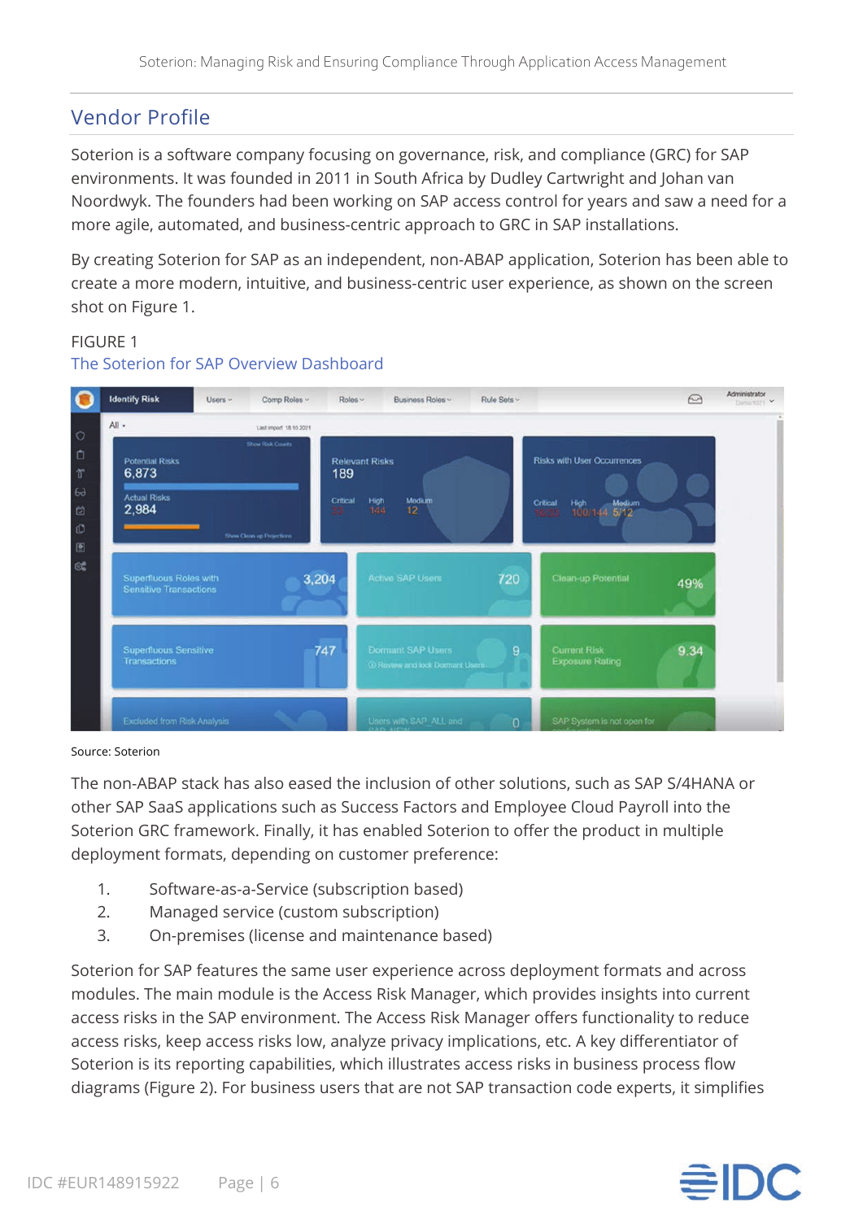## Vendor Profile

Soterion is a software company focusing on governance, risk, and compliance (GRC) for SAP environments. It was founded in 2011 in South Africa by Dudley Cartwright and Johan van Noordwyk. The founders had been working on SAP access control for years and saw a need for a more agile, automated, and business-centric approach to GRC in SAP installations.

By creating Soterion for SAP as an independent, non-ABAP application, Soterion has been able to create a more modern, intuitive, and business-centric user experience, as shown on the screen shot on Figure 1.

FIGURE 1

The Soterion for SAP Overview Dashboard

Source: Soterion

The non-ABAP stack has also eased the inclusion of other solutions, such as SAP S/4HANA or other SAP SaaS applications such as Success Factors and Employee Cloud Payroll into the Soterion GRC framework. Finally, it has enabled Soterion to offer the product in multiple deployment formats, depending on customer preference:

1. Software-as-a-Service (subscription based)
2. Managed service (custom subscription)
3. On-premises (license and maintenance based)

Soterion for SAP features the same user experience across deployment formats and across modules. The main module is the Access Risk Manager, which provides insights into current access risks in the SAP environment. The Access Risk Manager offers functionality to reduce access risks, keep access risks low, analyze privacy implications, etc. A key differentiator of Soterion is its reporting capabilities, which illustrates access risks in business process flow diagrams (Figure 2). For business users that are not SAP transaction code experts, it simplifies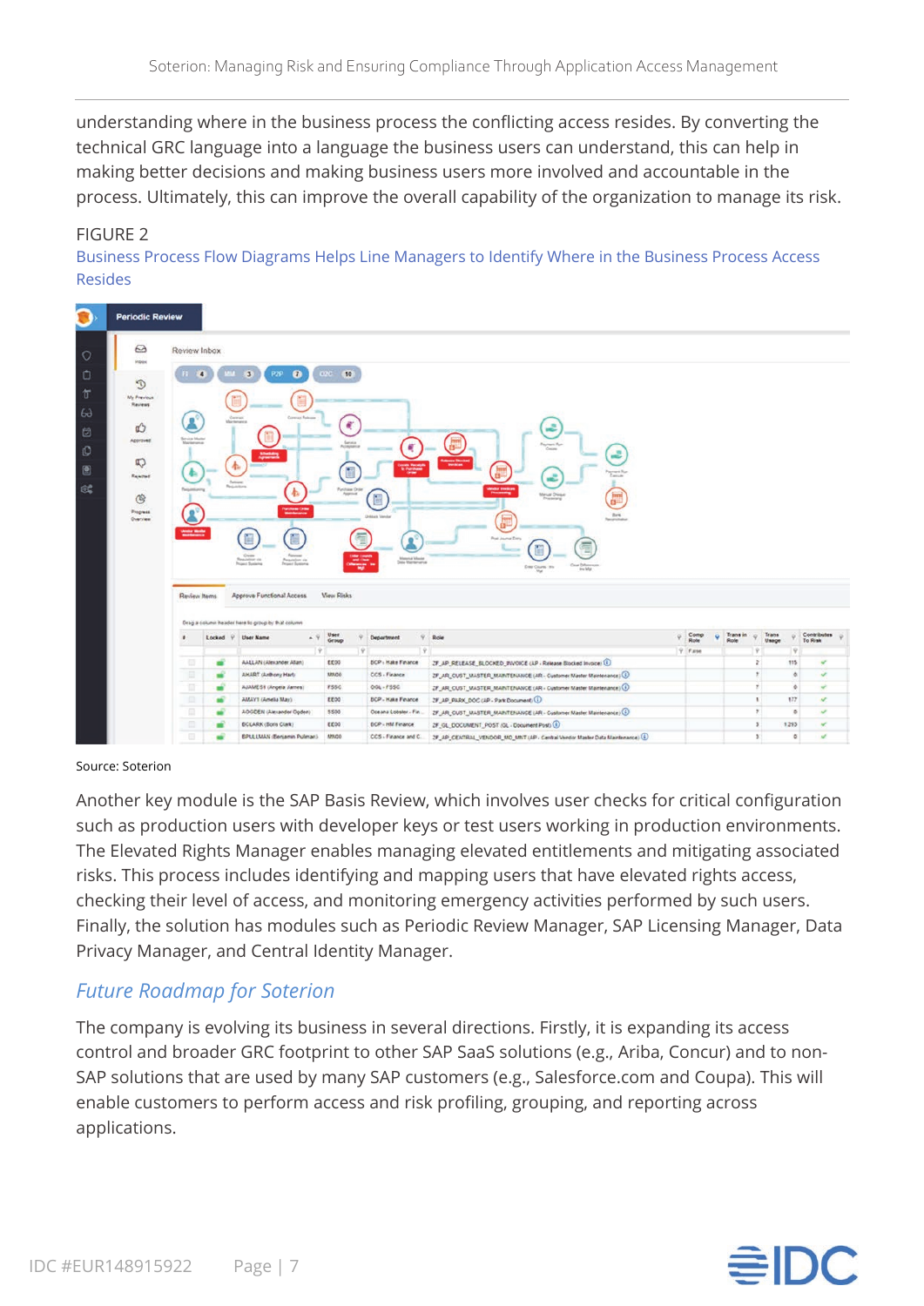understanding where in the business process the conflicting access resides. By converting the technical GRC language into a language the business users can understand, this can help in making better decisions and making business users more involved and accountable in the process. Ultimately, this can improve the overall capability of the organization to manage its risk.

FIGURE 2

Business Process Flow Diagrams Helps Line Managers to Identify Where in the Business Process Access Resides

Source: Soterion

Another key module is the SAP Basis Review, which involves user checks for critical configuration such as production users with developer keys or test users working in production environments. The Elevated Rights Manager enables managing elevated entitlements and mitigating associated risks. This process includes identifying and mapping users that have elevated rights access, checking their level of access, and monitoring emergency activities performed by such users. Finally, the solution has modules such as Periodic Review Manager, SAP Licensing Manager, Data Privacy Manager, and Central Identity Manager.

## *Future Roadmap for Soterion*

The company is evolving its business in several directions. Firstly, it is expanding its access control and broader GRC footprint to other SAP SaaS solutions (e.g., Ariba, Concur) and to non-SAP solutions that are used by many SAP customers (e.g., Salesforce.com and Coupa). This will enable customers to perform access and risk profiling, grouping, and reporting across applications.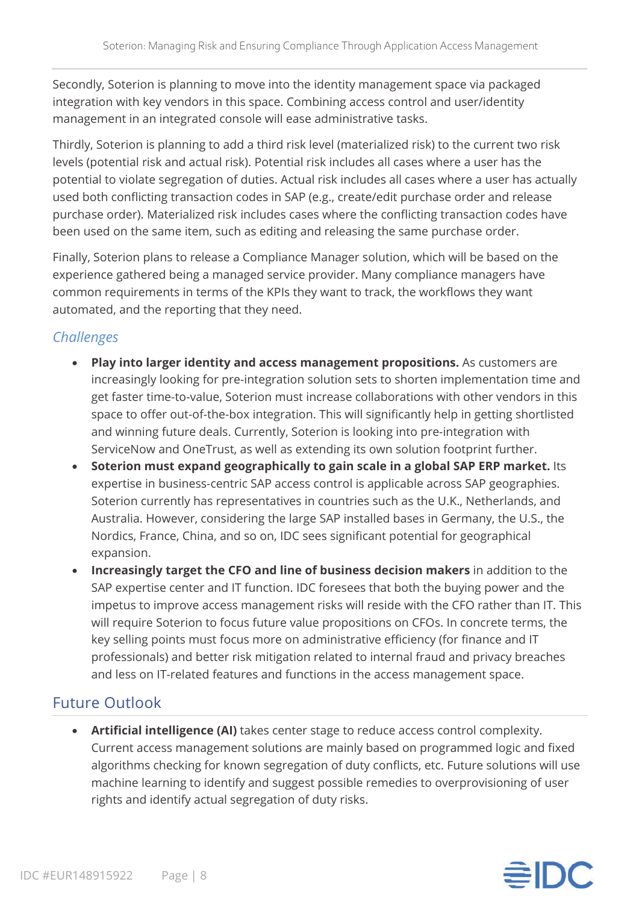Secondly, Soterion is planning to move into the identity management space via packaged integration with key vendors in this space. Combining access control and user/identity management in an integrated console will ease administrative tasks.

Thirdly, Soterion is planning to add a third risk level (materialized risk) to the current two risk levels (potential risk and actual risk). Potential risk includes all cases where a user has the potential to violate segregation of duties. Actual risk includes all cases where a user has actually used both conflicting transaction codes in SAP (e.g., create/edit purchase order and release purchase order). Materialized risk includes cases where the conflicting transaction codes have been used on the same item, such as editing and releasing the same purchase order.

Finally, Soterion plans to release a Compliance Manager solution, which will be based on the experience gathered being a managed service provider. Many compliance managers have common requirements in terms of the KPIs they want to track, the workflows they want automated, and the reporting that they need.

### *Challenges*

- **Play into larger identity and access management propositions.** As customers are increasingly looking for pre-integration solution sets to shorten implementation time and get faster time-to-value, Soterion must increase collaborations with other vendors in this space to offer out-of-the-box integration. This will significantly help in getting shortlisted and winning future deals. Currently, Soterion is looking into pre-integration with ServiceNow and OneTrust, as well as extending its own solution footprint further.
- **Soterion must expand geographically to gain scale in a global SAP ERP market.** Its expertise in business-centric SAP access control is applicable across SAP geographies. Soterion currently has representatives in countries such as the U.K., Netherlands, and Australia. However, considering the large SAP installed bases in Germany, the U.S., the Nordics, France, China, and so on, IDC sees significant potential for geographical expansion.
- **Increasingly target the CFO and line of business decision makers** in addition to the SAP expertise center and IT function. IDC foresees that both the buying power and the impetus to improve access management risks will reside with the CFO rather than IT. This will require Soterion to focus future value propositions on CFOs. In concrete terms, the key selling points must focus more on administrative efficiency (for finance and IT professionals) and better risk mitigation related to internal fraud and privacy breaches and less on IT-related features and functions in the access management space.

## Future Outlook

- **Artificial intelligence (AI)** takes center stage to reduce access control complexity. Current access management solutions are mainly based on programmed logic and fixed algorithms checking for known segregation of duty conflicts, etc. Future solutions will use machine learning to identify and suggest possible remedies to overprovisioning of user rights and identify actual segregation of duty risks.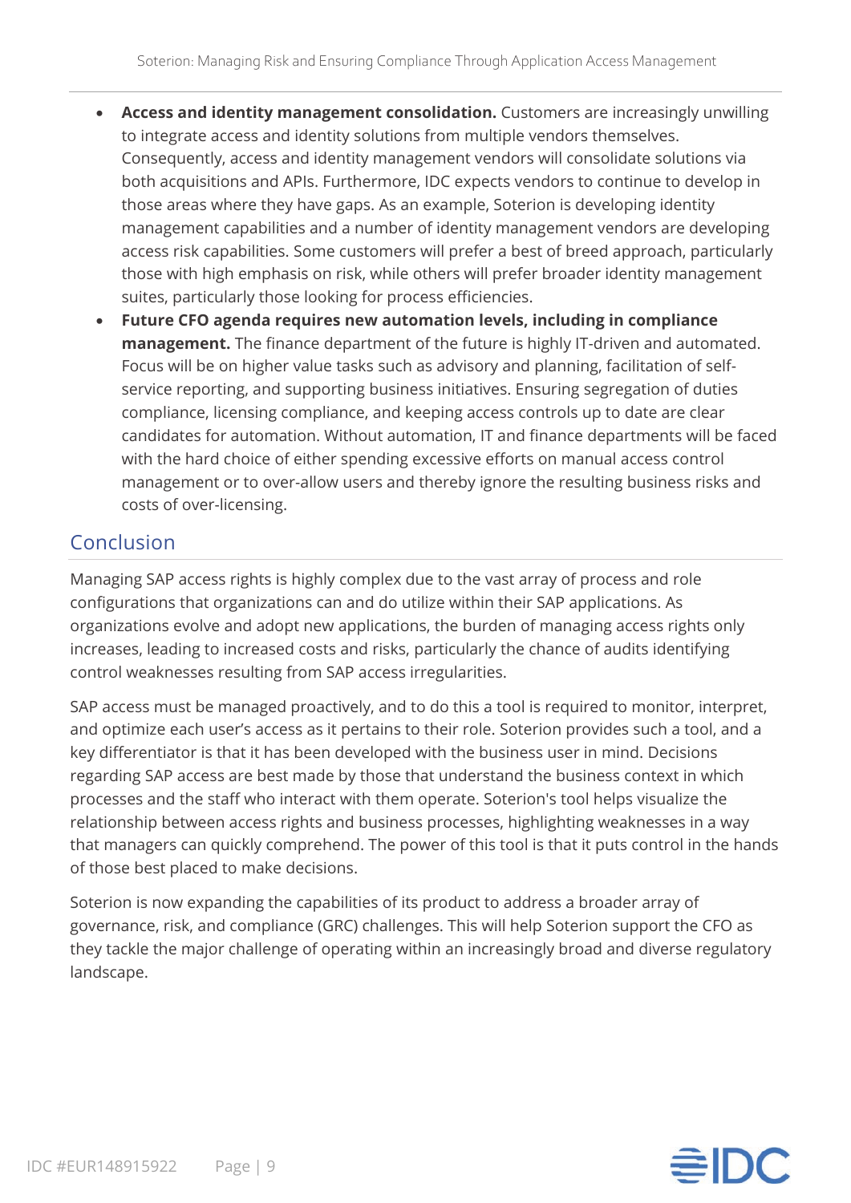- **Access and identity management consolidation.** Customers are increasingly unwilling to integrate access and identity solutions from multiple vendors themselves. Consequently, access and identity management vendors will consolidate solutions via both acquisitions and APIs. Furthermore, IDC expects vendors to continue to develop in those areas where they have gaps. As an example, Soterion is developing identity management capabilities and a number of identity management vendors are developing access risk capabilities. Some customers will prefer a best of breed approach, particularly those with high emphasis on risk, while others will prefer broader identity management suites, particularly those looking for process efficiencies.
- **Future CFO agenda requires new automation levels, including in compliance management.** The finance department of the future is highly IT-driven and automated. Focus will be on higher value tasks such as advisory and planning, facilitation of self-service reporting, and supporting business initiatives. Ensuring segregation of duties compliance, licensing compliance, and keeping access controls up to date are clear candidates for automation. Without automation, IT and finance departments will be faced with the hard choice of either spending excessive efforts on manual access control management or to over-allow users and thereby ignore the resulting business risks and costs of over-licensing.

## Conclusion

Managing SAP access rights is highly complex due to the vast array of process and role configurations that organizations can and do utilize within their SAP applications. As organizations evolve and adopt new applications, the burden of managing access rights only increases, leading to increased costs and risks, particularly the chance of audits identifying control weaknesses resulting from SAP access irregularities.

SAP access must be managed proactively, and to do this a tool is required to monitor, interpret, and optimize each user's access as it pertains to their role. Soterion provides such a tool, and a key differentiator is that it has been developed with the business user in mind. Decisions regarding SAP access are best made by those that understand the business context in which processes and the staff who interact with them operate. Soterion's tool helps visualize the relationship between access rights and business processes, highlighting weaknesses in a way that managers can quickly comprehend. The power of this tool is that it puts control in the hands of those best placed to make decisions.

Soterion is now expanding the capabilities of its product to address a broader array of governance, risk, and compliance (GRC) challenges. This will help Soterion support the CFO as they tackle the major challenge of operating within an increasingly broad and diverse regulatory landscape.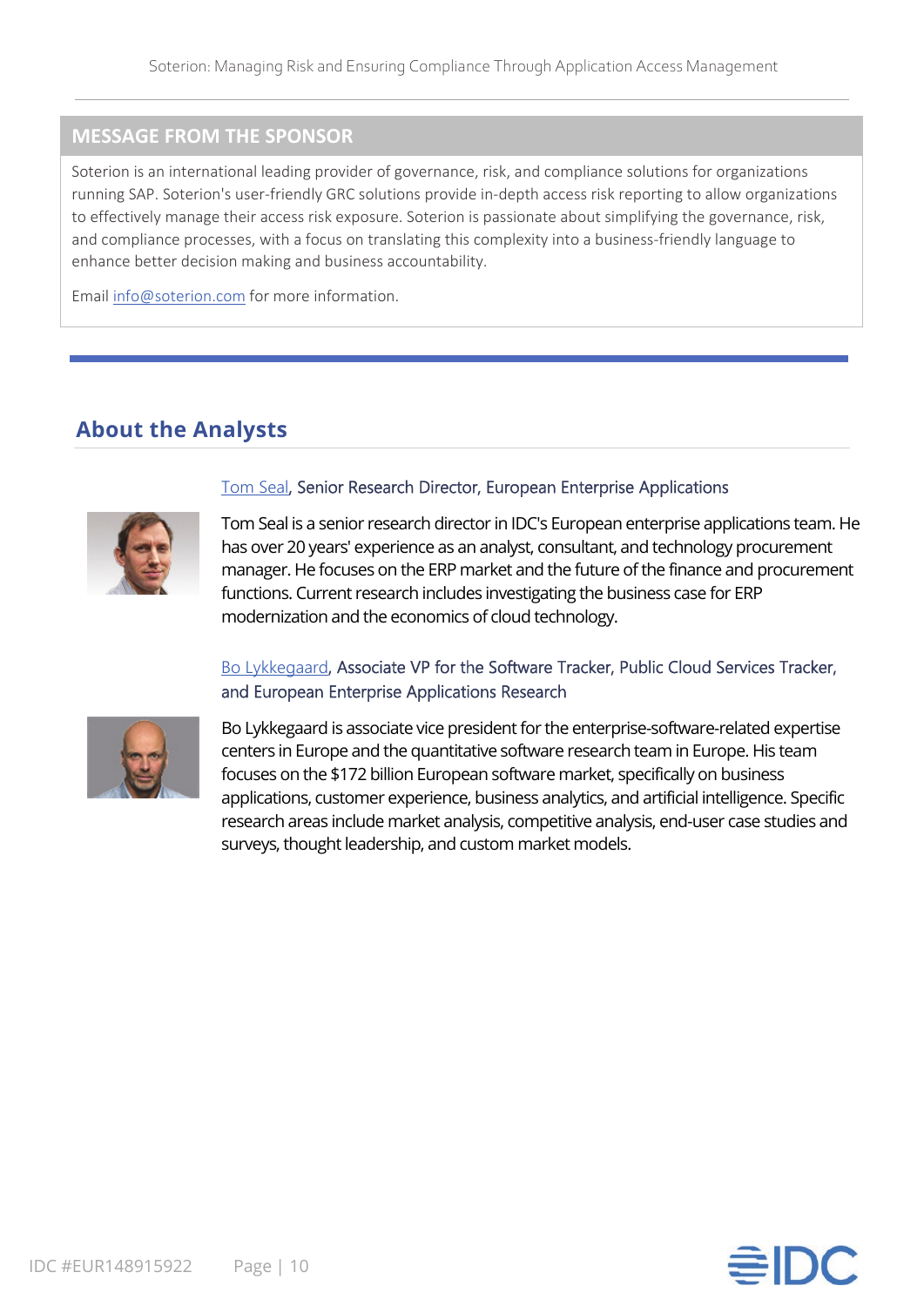## MESSAGE FROM THE SPONSOR

Soterion is an international leading provider of governance, risk, and compliance solutions for organizations running SAP. Soterion's user-friendly GRC solutions provide in-depth access risk reporting to allow organizations to effectively manage their access risk exposure. Soterion is passionate about simplifying the governance, risk, and compliance processes, with a focus on translating this complexity into a business-friendly language to enhance better decision making and business accountability.

Email info@soterion.com for more information.

## About the Analysts

**Tom Seal, Senior Research Director, European Enterprise Applications**

Tom Seal is a senior research director in IDC's European enterprise applications team. He has over 20 years' experience as an analyst, consultant, and technology procurement manager. He focuses on the ERP market and the future of the finance and procurement functions. Current research includes investigating the business case for ERP modernization and the economics of cloud technology.

**Bo Lykkegaard, Associate VP for the Software Tracker, Public Cloud Services Tracker, and European Enterprise Applications Research**

Bo Lykkegaard is associate vice president for the enterprise-software-related expertise centers in Europe and the quantitative software research team in Europe. His team focuses on the $172 billion European software market, specifically on business applications, customer experience, business analytics, and artificial intelligence. Specific research areas include market analysis, competitive analysis, end-user case studies and surveys, thought leadership, and custom market models.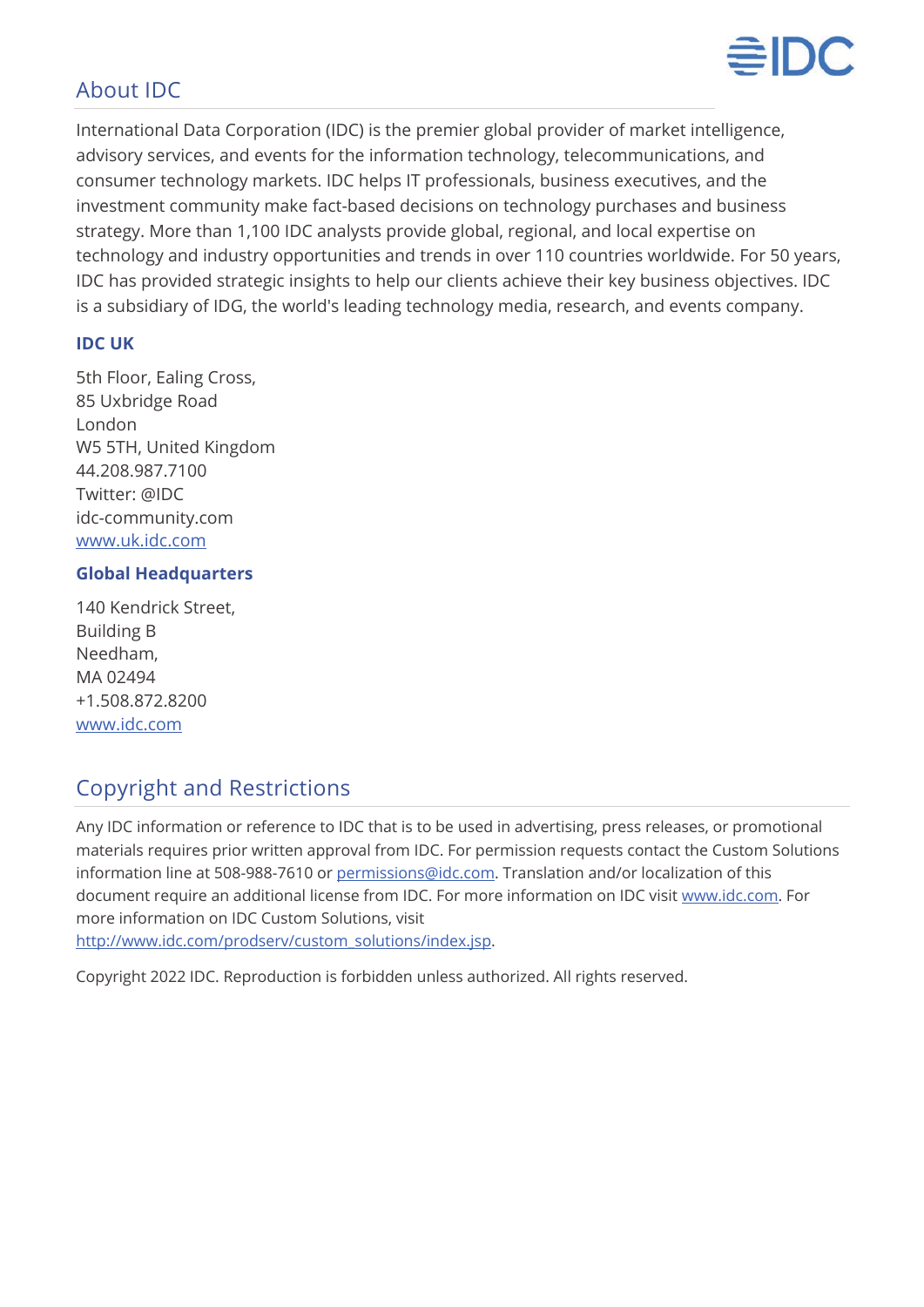## About IDC

International Data Corporation (IDC) is the premier global provider of market intelligence, advisory services, and events for the information technology, telecommunications, and consumer technology markets. IDC helps IT professionals, business executives, and the investment community make fact-based decisions on technology purchases and business strategy. More than 1,100 IDC analysts provide global, regional, and local expertise on technology and industry opportunities and trends in over 110 countries worldwide. For 50 years, IDC has provided strategic insights to help our clients achieve their key business objectives. IDC is a subsidiary of IDG, the world's leading technology media, research, and events company.

**IDC UK**

5th Floor, Ealing Cross,
85 Uxbridge Road
London
W5 5TH, United Kingdom
44.208.987.7100
Twitter: @IDC
idc-community.com
www.uk.idc.com

**Global Headquarters**

140 Kendrick Street,
Building B
Needham,
MA 02494
+1.508.872.8200
www.idc.com

## Copyright and Restrictions

Any IDC information or reference to IDC that is to be used in advertising, press releases, or promotional materials requires prior written approval from IDC. For permission requests contact the Custom Solutions information line at 508-988-7610 or permissions@idc.com. Translation and/or localization of this document require an additional license from IDC. For more information on IDC visit www.idc.com. For more information on IDC Custom Solutions, visit http://www.idc.com/prodserv/custom_solutions/index.jsp.

Copyright 2022 IDC. Reproduction is forbidden unless authorized. All rights reserved.